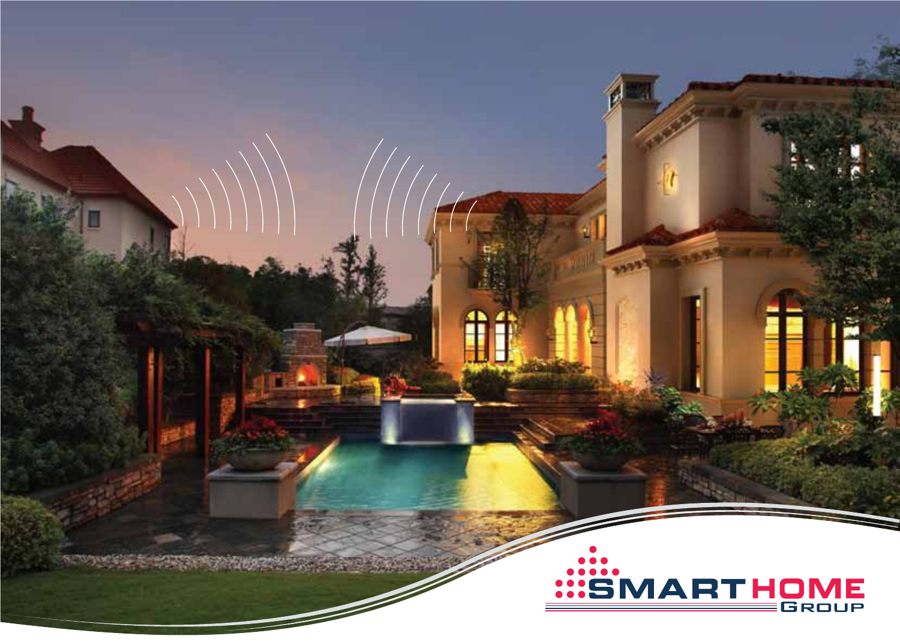SMARTHOME

GROUP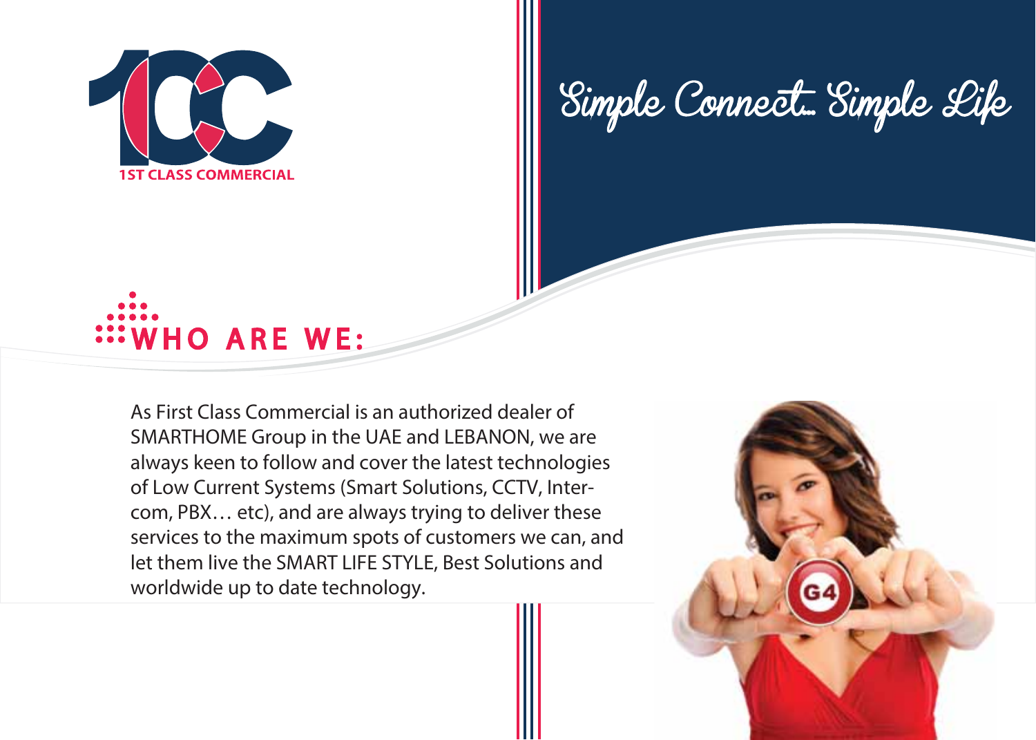1ST CLASS COMMERCIAL

Simple Connect... Simple Life

## WHO ARE WE:

As First Class Commercial is an authorized dealer of SMARTHOME Group in the UAE and LEBANON, we are always keen to follow and cover the latest technologies of Low Current Systems (Smart Solutions, CCTV, Inter-com, PBX… etc), and are always trying to deliver these services to the maximum spots of customers we can, and let them live the SMART LIFE STYLE, Best Solutions and worldwide up to date technology.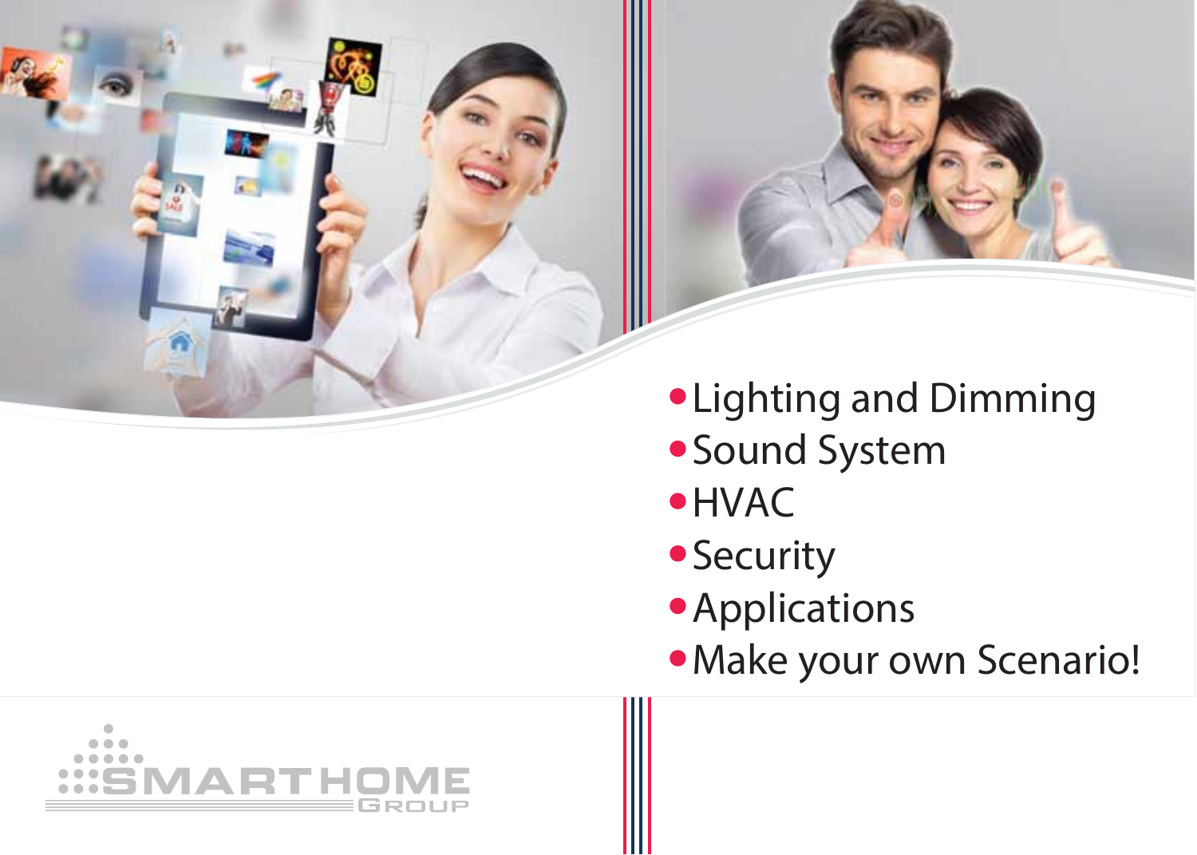- Lighting and Dimming
- Sound System
- HVAC
- Security
- Applications
- Make your own Scenario!

SMARTHOME GROUP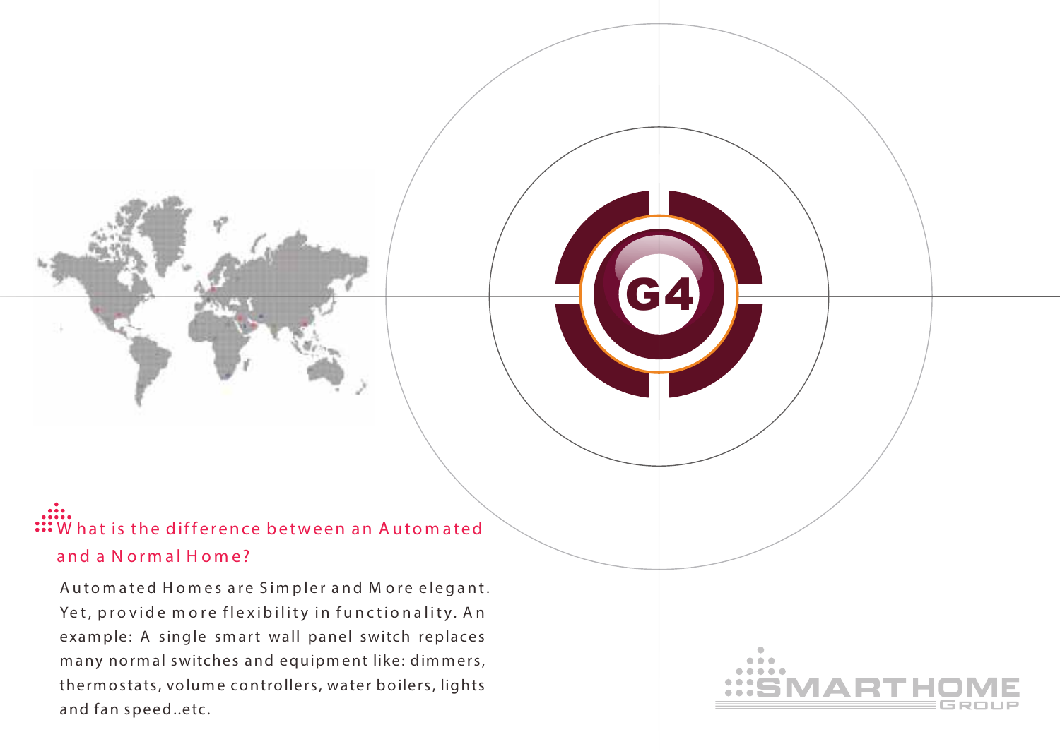## What is the difference between an Automated and a Normal Home?

Automated Homes are Simpler and More elegant. Yet, provide more flexibility in functionality. An example: A single smart wall panel switch replaces many normal switches and equipment like: dimmers, thermostats, volume controllers, water boilers, lights and fan speed..etc.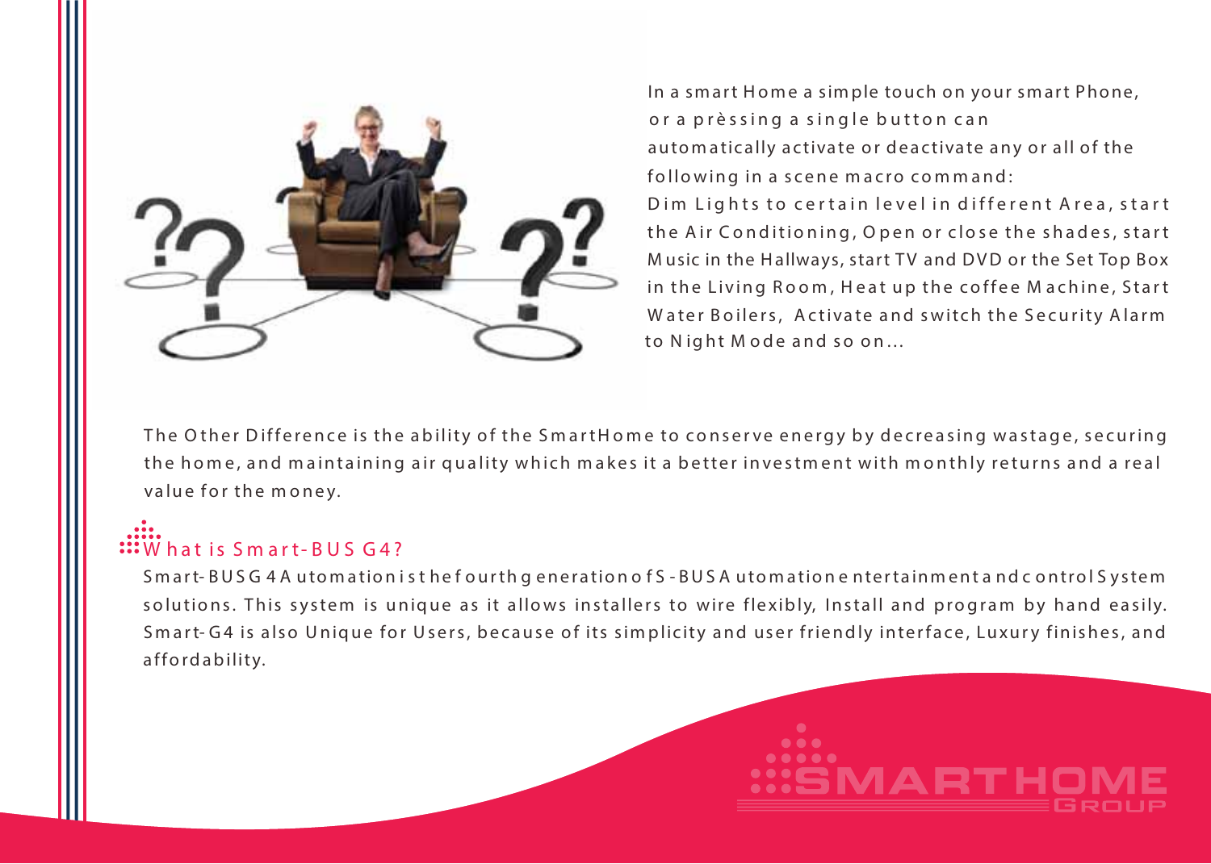In a smart Home a simple touch on your smart Phone, or a prèssing a single button can automatically activate or deactivate any or all of the following in a scene macro command:
Dim Lights to certain level in different Area, start the Air Conditioning, Open or close the shades, start Music in the Hallways, start TV and DVD or the Set Top Box in the Living Room, Heat up the coffee Machine, Start Water Boilers, Activate and switch the Security Alarm to Night Mode and so on...

The Other Difference is the ability of the SmartHome to conserve energy by decreasing wastage, securing the home, and maintaining air quality which makes it a better investment with monthly returns and a real value for the money.

## What is Smart-BUS G4?

Smart-BUS G4 Automation is the fourth generation of S-BUS Automation entertainment and control System solutions. This system is unique as it allows installers to wire flexibly, Install and program by hand easily. Smart-G4 is also Unique for Users, because of its simplicity and user friendly interface, Luxury finishes, and affordability.

SMARTHOME GROUP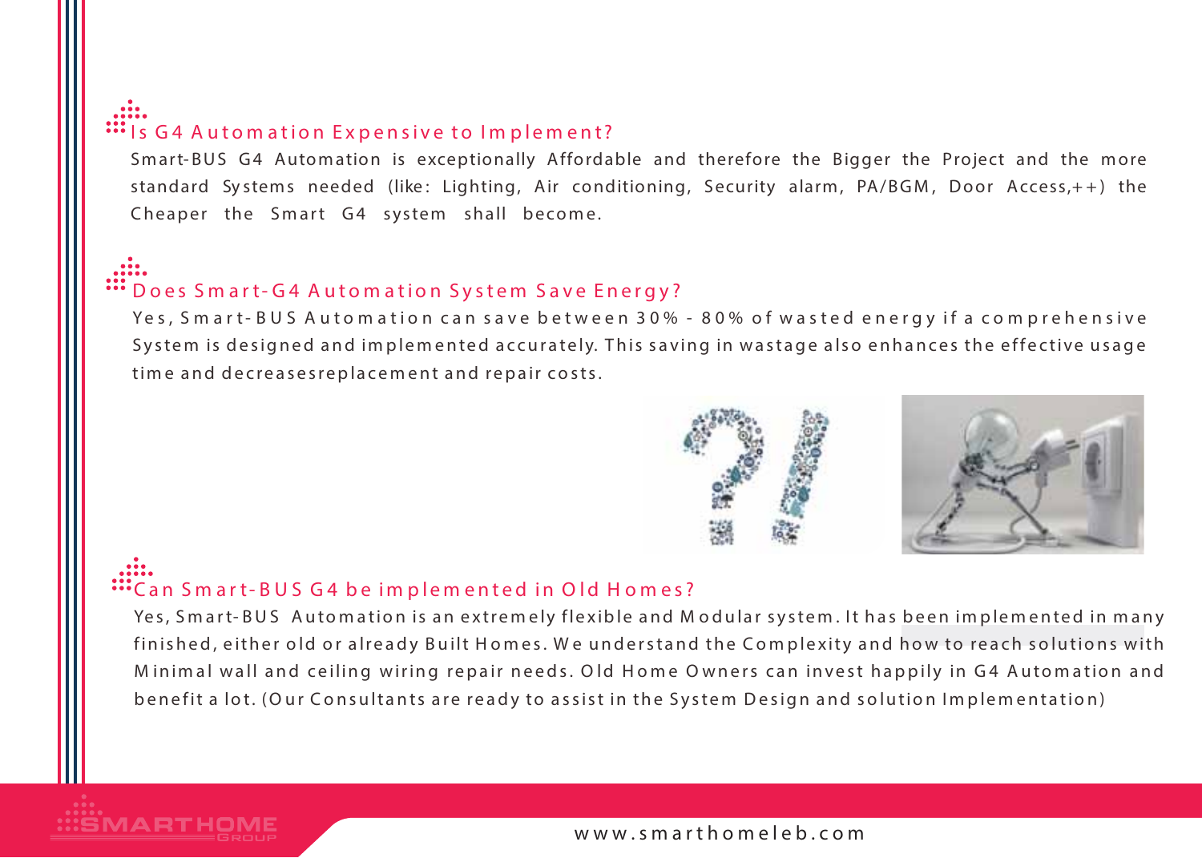## Is G4 Automation Expensive to Implement?

Smart-BUS G4 Automation is exceptionally Affordable and therefore the Bigger the Project and the more standard Systems needed (like: Lighting, Air conditioning, Security alarm, PA/BGM, Door Access,++) the Cheaper the Smart G4 system shall become.

## Does Smart-G4 Automation System Save Energy?

Yes, Smart-BUS Automation can save between 30% - 80% of wasted energy if a comprehensive System is designed and implemented accurately. This saving in wastage also enhances the effective usage time and decreasesreplacement and repair costs.

## Can Smart-BUS G4 be implemented in Old Homes?

Yes, Smart-BUS Automation is an extremely flexible and Modular system. It has been implemented in many finished, either old or already Built Homes. We understand the Complexity and how to reach solutions with Minimal wall and ceiling wiring repair needs. Old Home Owners can invest happily in G4 Automation and benefit a lot. (Our Consultants are ready to assist in the System Design and solution Implementation)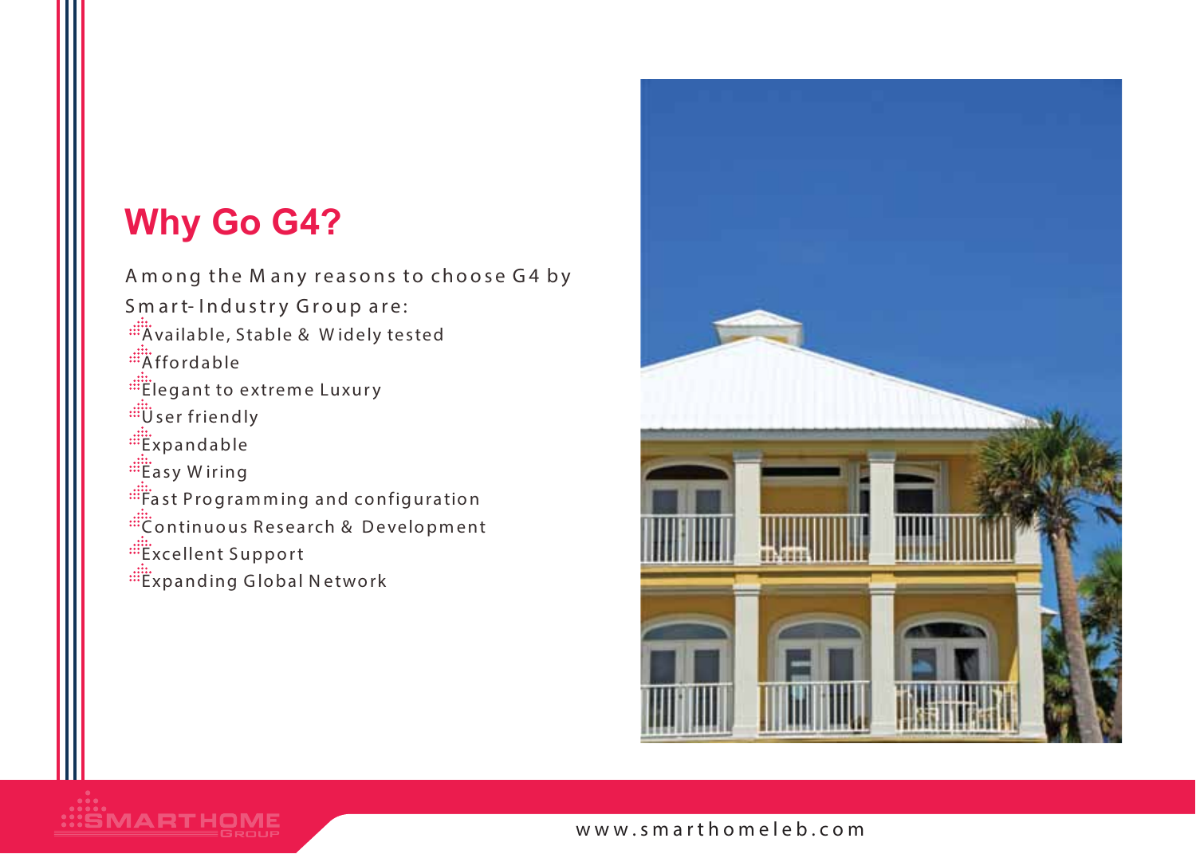## Why Go G4?

Among the Many reasons to choose G4 by Smart-Industry Group are:

- Available, Stable & Widely tested
- Affordable
- Elegant to extreme Luxury
- User friendly
- Expandable
- Easy Wiring
- Fast Programming and configuration
- Continuous Research & Development
- Excellent Support
- Expanding Global Network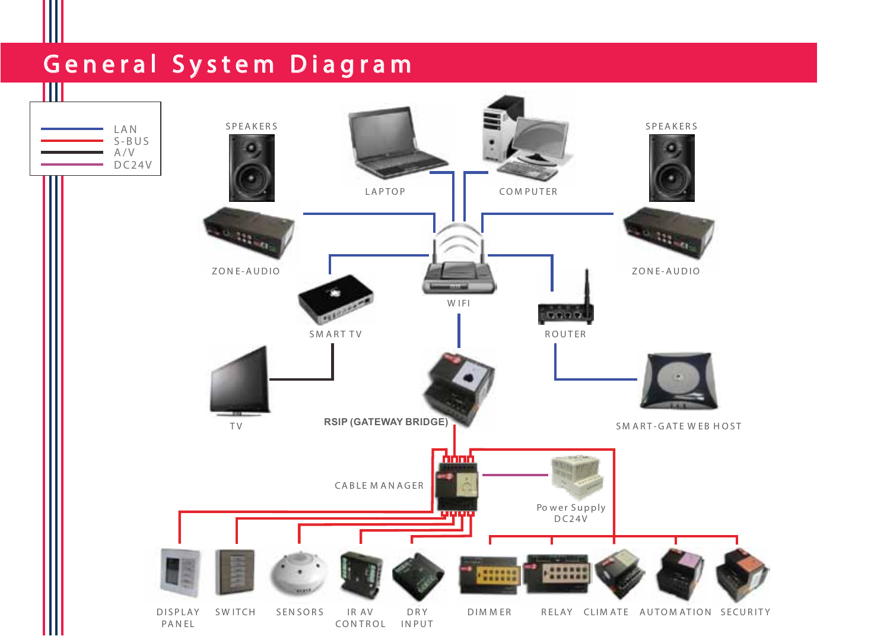# General System Diagram

LAN
S-BUS
A/V
DC24V

SPEAKERS

LAPTOP

COMPUTER

SPEAKERS

ZONE-AUDIO

ZONE-AUDIO

SMART TV

WIFI

ROUTER

TV

RSIP (GATEWAY BRIDGE)

SMART-GATE WEB HOST

CABLE MANAGER

Power Supply
DC24V

DISPLAY PANEL

SWITCH

SENSORS

IR AV CONTROL

DRY INPUT

DIMMER

RELAY

CLIMATE

AUTOMATION

SECURITY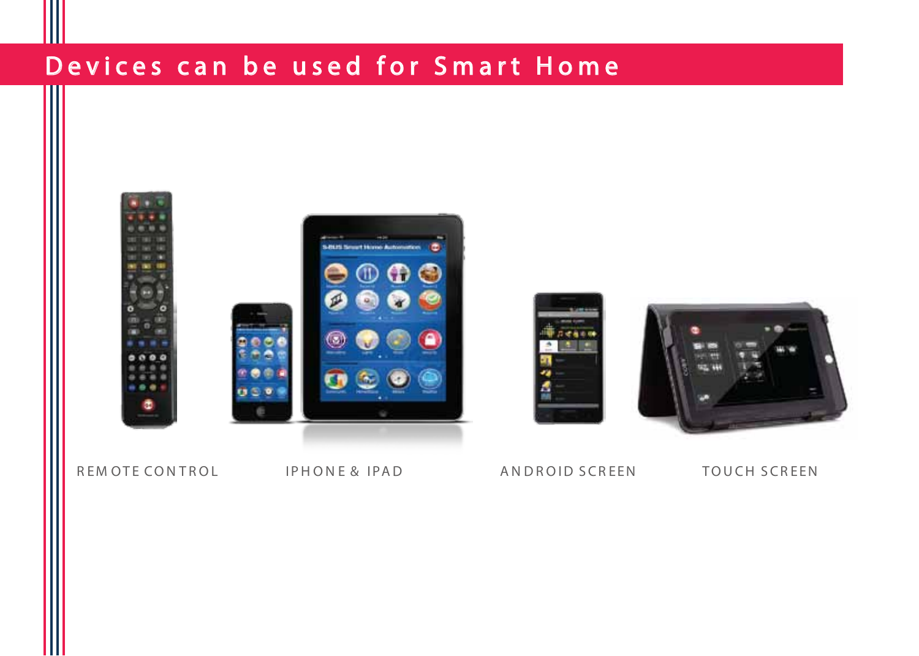# Devices can be used for Smart Home

REMOTE CONTROL

IPHONE & IPAD

ANDROID SCREEN

TOUCH SCREEN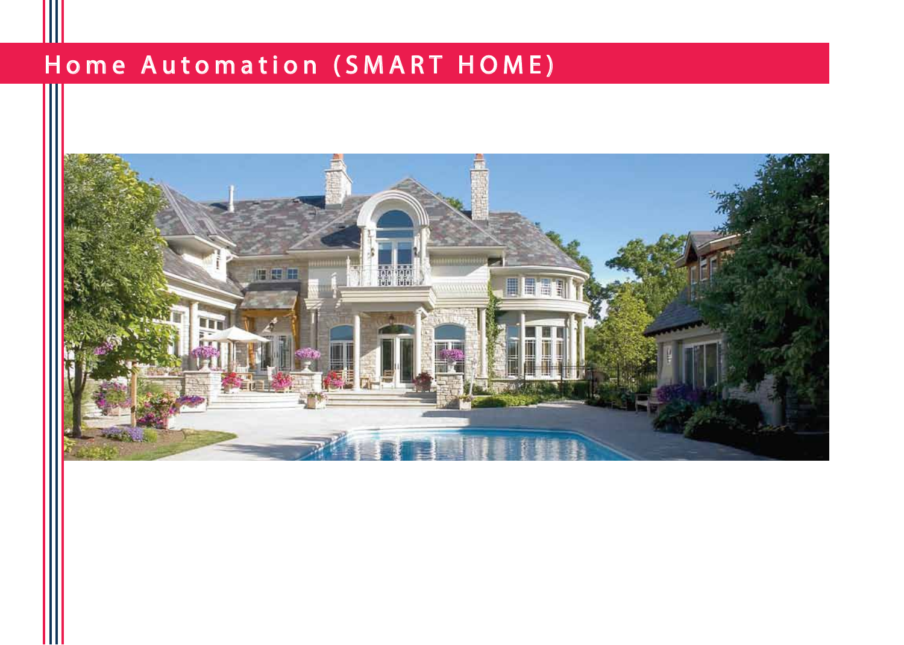# Home Automation (SMART HOME)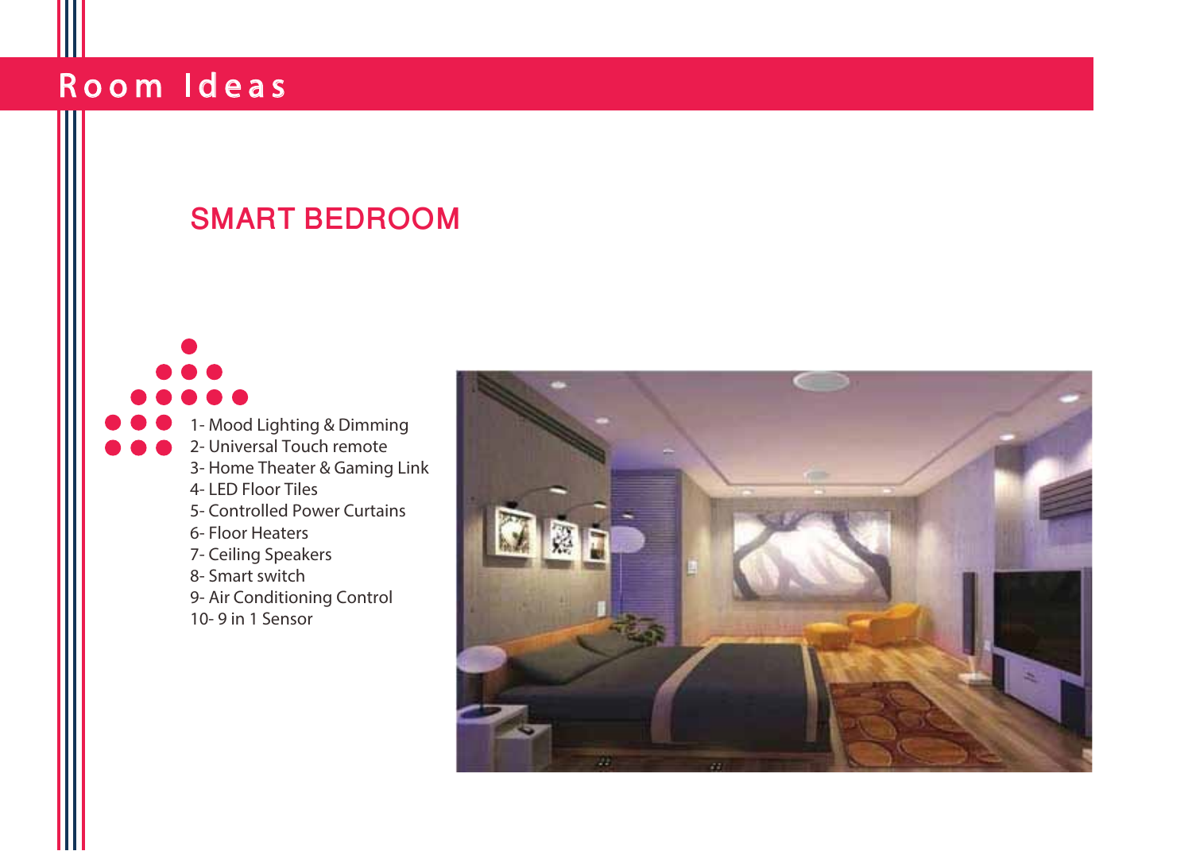# Room Ideas

## SMART BEDROOM

1- Mood Lighting & Dimming
2- Universal Touch remote
3- Home Theater & Gaming Link
4- LED Floor Tiles
5- Controlled Power Curtains
6- Floor Heaters
7- Ceiling Speakers
8- Smart switch
9- Air Conditioning Control
10- 9 in 1 Sensor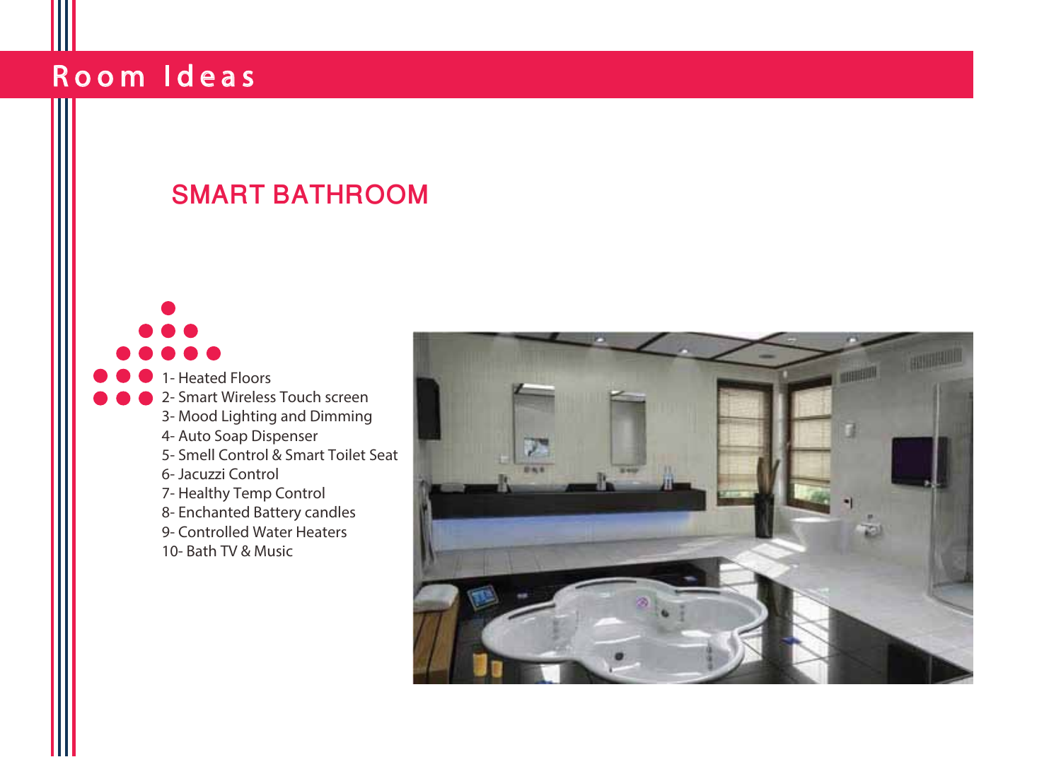# Room Ideas

## SMART BATHROOM

1- Heated Floors
2- Smart Wireless Touch screen
3- Mood Lighting and Dimming
4- Auto Soap Dispenser
5- Smell Control & Smart Toilet Seat
6- Jacuzzi Control
7- Healthy Temp Control
8- Enchanted Battery candles
9- Controlled Water Heaters
10- Bath TV & Music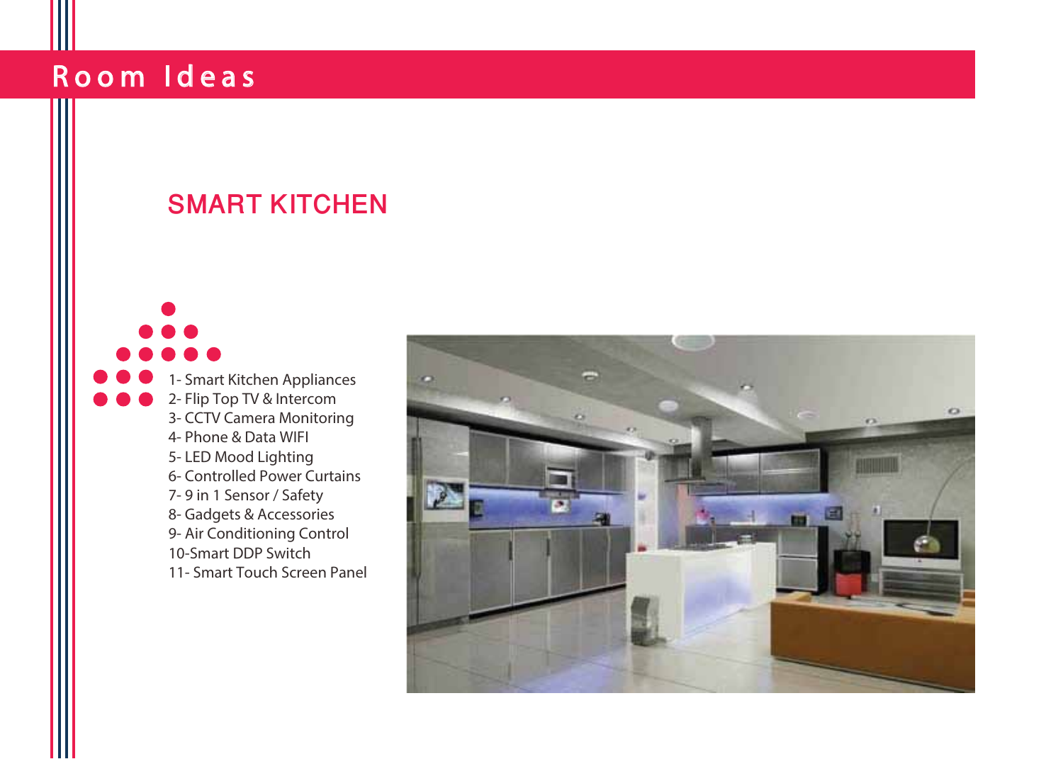# Room Ideas

## SMART KITCHEN

1- Smart Kitchen Appliances
2- Flip Top TV & Intercom
3- CCTV Camera Monitoring
4- Phone & Data WIFI
5- LED Mood Lighting
6- Controlled Power Curtains
7- 9 in 1 Sensor / Safety
8- Gadgets & Accessories
9- Air Conditioning Control
10-Smart DDP Switch
11- Smart Touch Screen Panel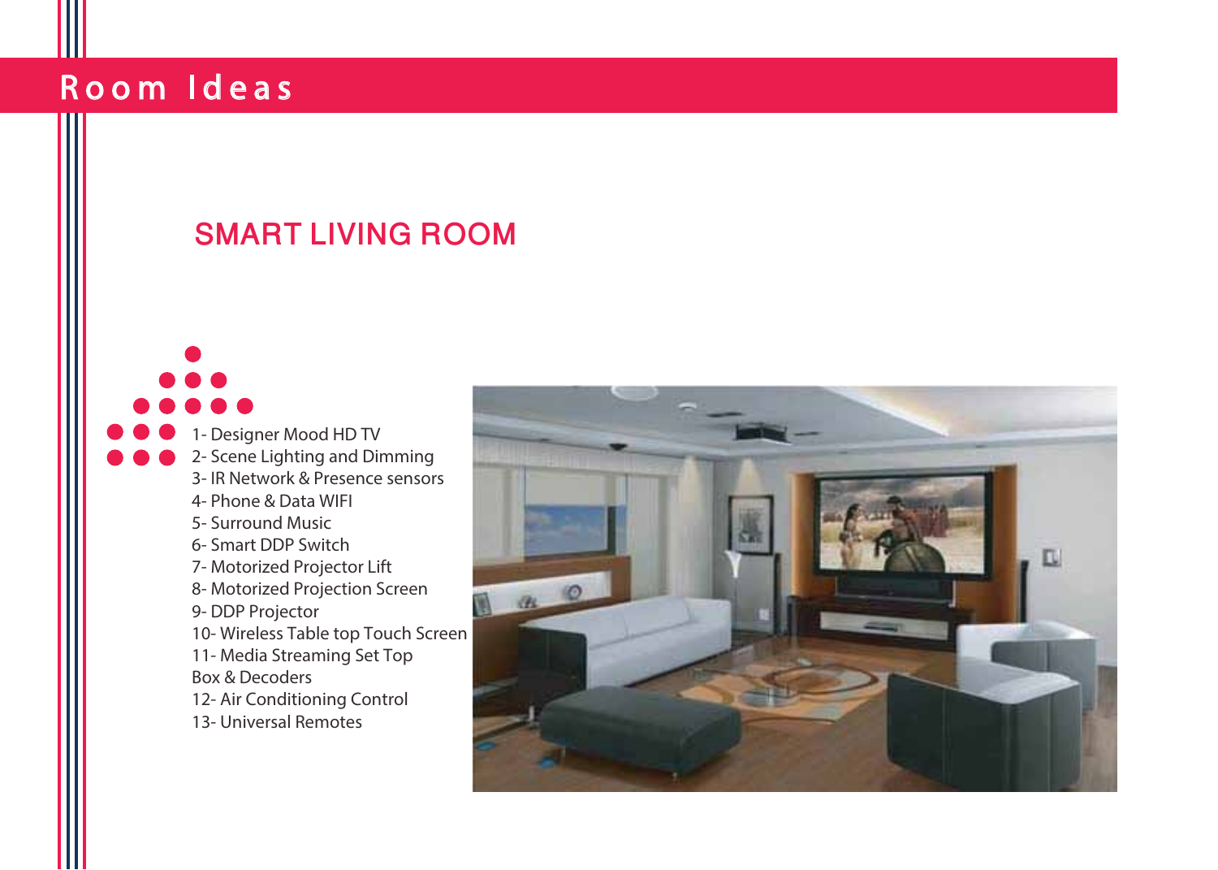# Room Ideas

## SMART LIVING ROOM

1- Designer Mood HD TV
2- Scene Lighting and Dimming
3- IR Network & Presence sensors
4- Phone & Data WIFI
5- Surround Music
6- Smart DDP Switch
7- Motorized Projector Lift
8- Motorized Projection Screen
9- DDP Projector
10- Wireless Table top Touch Screen
11- Media Streaming Set Top Box & Decoders
12- Air Conditioning Control
13- Universal Remotes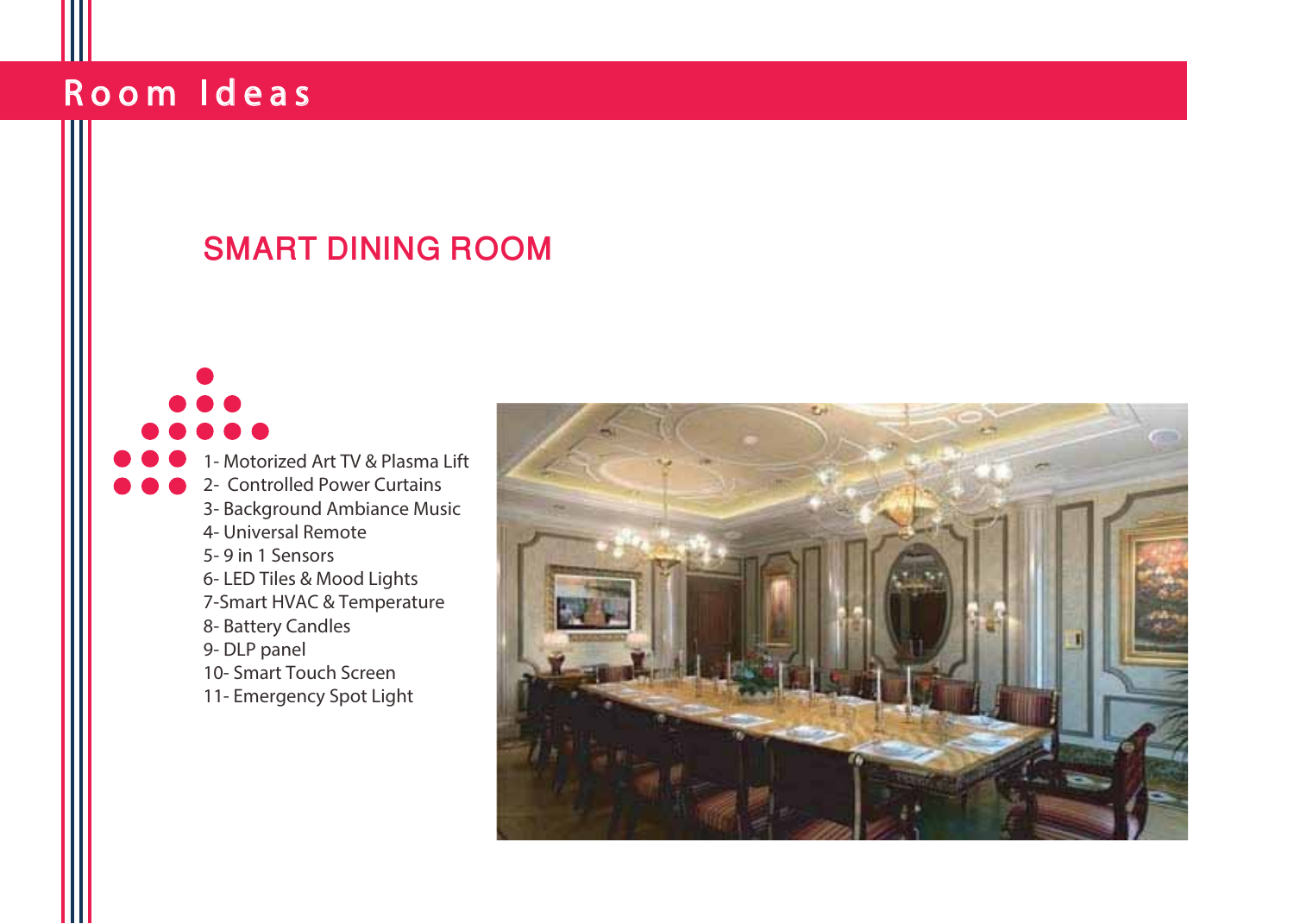# Room Ideas

## SMART DINING ROOM

1- Motorized Art TV & Plasma Lift
2- Controlled Power Curtains
3- Background Ambiance Music
4- Universal Remote
5- 9 in 1 Sensors
6- LED Tiles & Mood Lights
7-Smart HVAC & Temperature
8- Battery Candles
9- DLP panel
10- Smart Touch Screen
11- Emergency Spot Light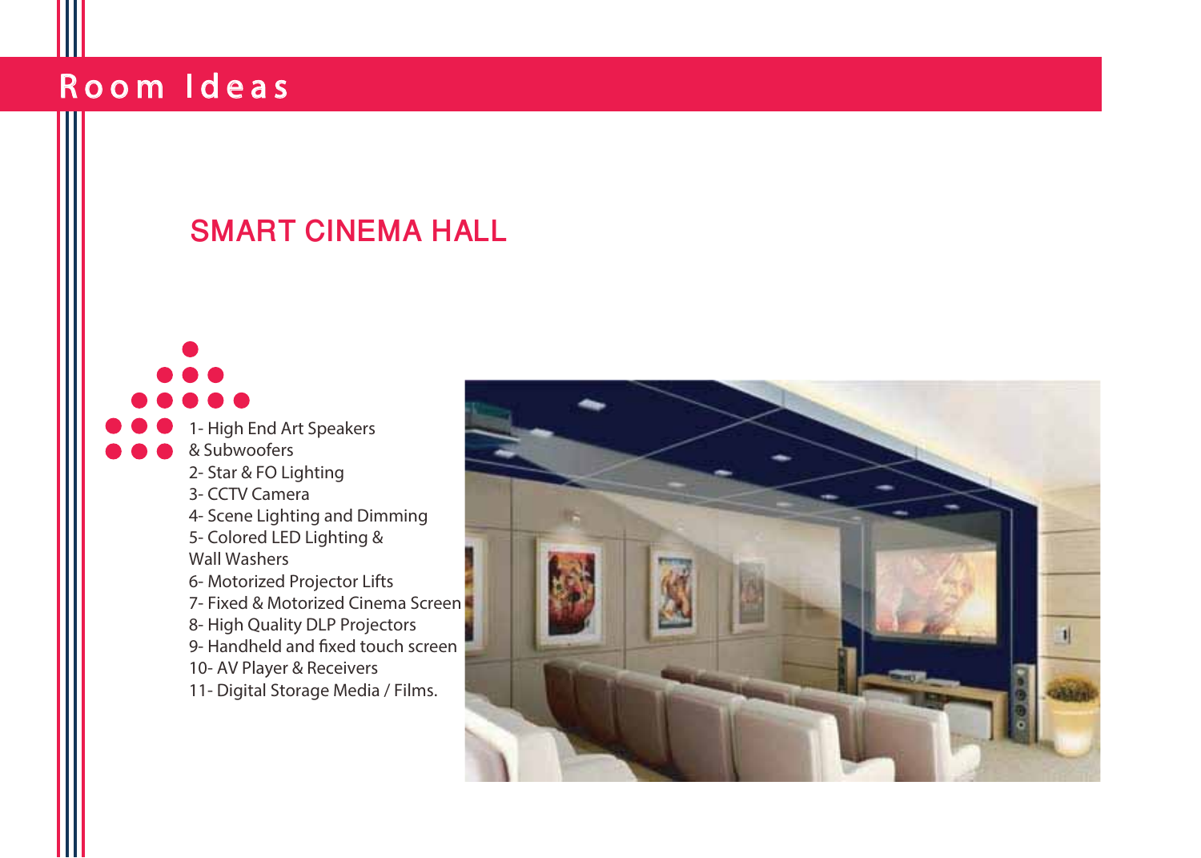# Room Ideas

## SMART CINEMA HALL

1- High End Art Speakers & Subwoofers
2- Star & FO Lighting
3- CCTV Camera
4- Scene Lighting and Dimming
5- Colored LED Lighting & Wall Washers
6- Motorized Projector Lifts
7- Fixed & Motorized Cinema Screen
8- High Quality DLP Projectors
9- Handheld and fixed touch screen
10- AV Player & Receivers
11- Digital Storage Media / Films.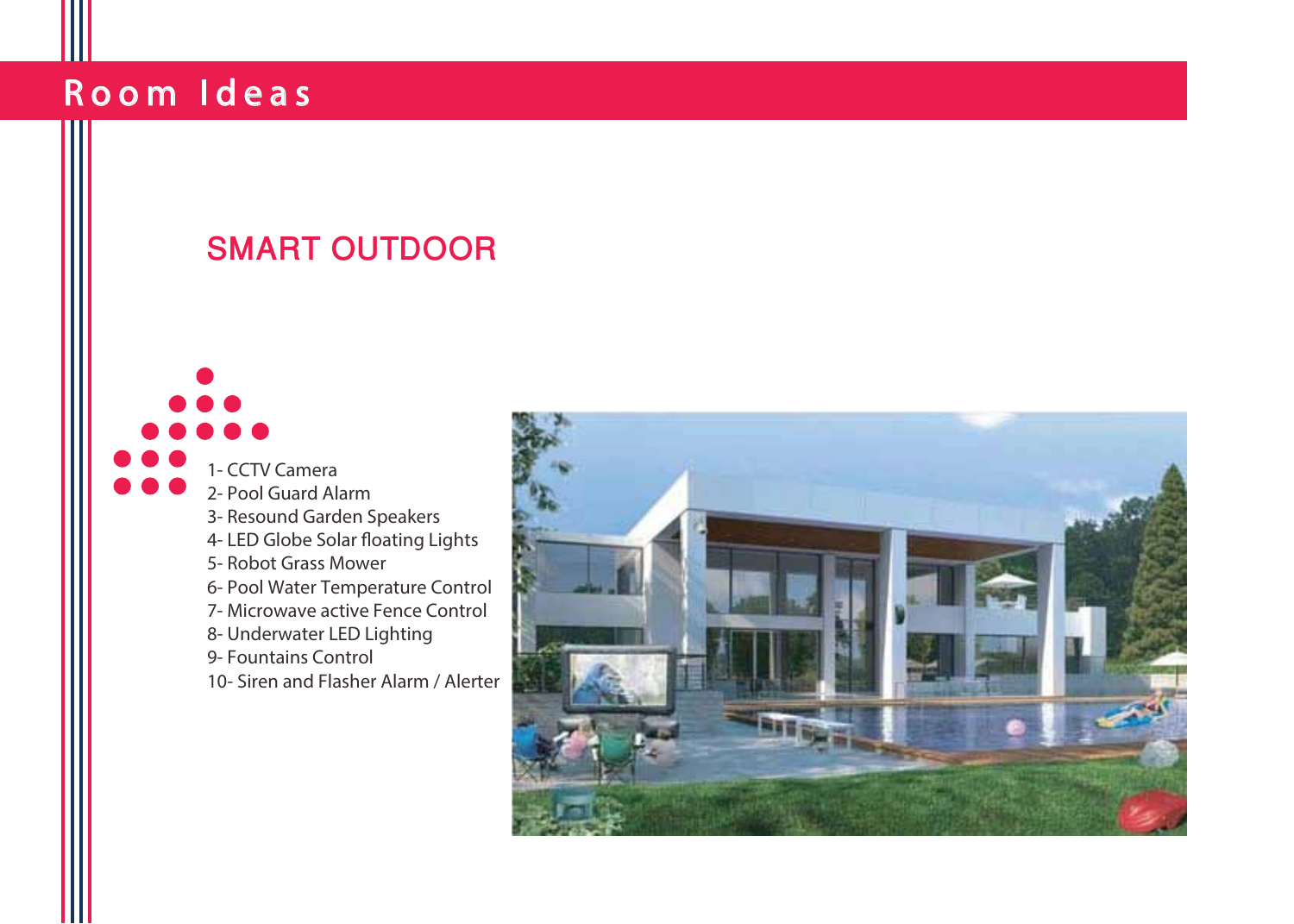# Room Ideas

## SMART OUTDOOR

1- CCTV Camera
2- Pool Guard Alarm
3- Resound Garden Speakers
4- LED Globe Solar floating Lights
5- Robot Grass Mower
6- Pool Water Temperature Control
7- Microwave active Fence Control
8- Underwater LED Lighting
9- Fountains Control
10- Siren and Flasher Alarm / Alerter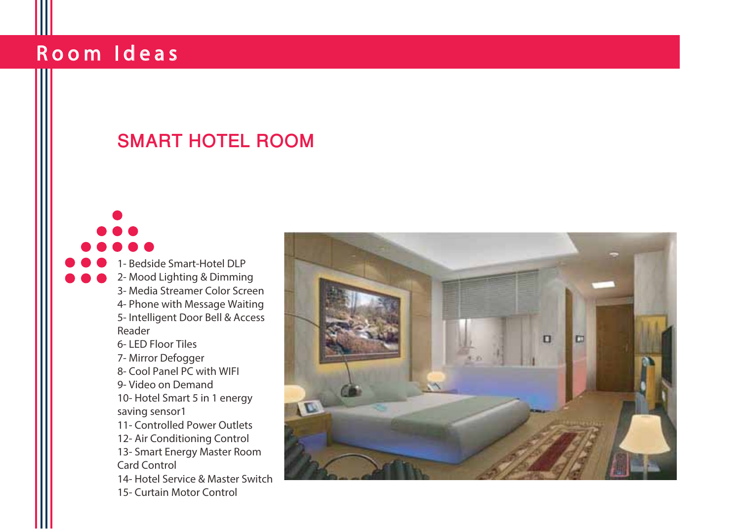# Room Ideas

## SMART HOTEL ROOM

1- Bedside Smart-Hotel DLP
2- Mood Lighting & Dimming
3- Media Streamer Color Screen
4- Phone with Message Waiting
5- Intelligent Door Bell & Access Reader
6- LED Floor Tiles
7- Mirror Defogger
8- Cool Panel PC with WIFI
9- Video on Demand
10- Hotel Smart 5 in 1 energy saving sensor1
11- Controlled Power Outlets
12- Air Conditioning Control
13- Smart Energy Master Room Card Control
14- Hotel Service & Master Switch
15- Curtain Motor Control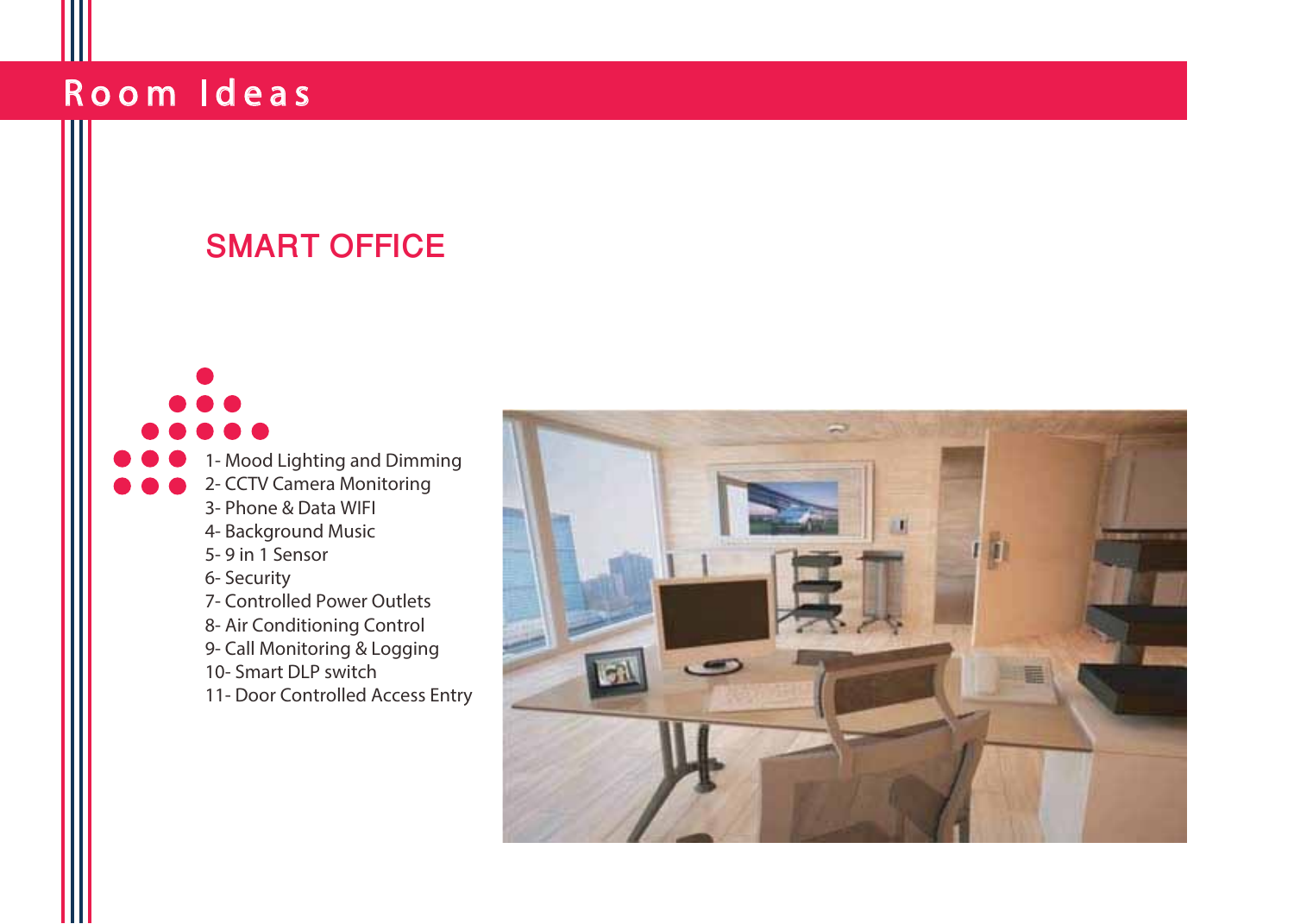# Room Ideas

## SMART OFFICE

1- Mood Lighting and Dimming
2- CCTV Camera Monitoring
3- Phone & Data WIFI
4- Background Music
5- 9 in 1 Sensor
6- Security
7- Controlled Power Outlets
8- Air Conditioning Control
9- Call Monitoring & Logging
10- Smart DLP switch
11- Door Controlled Access Entry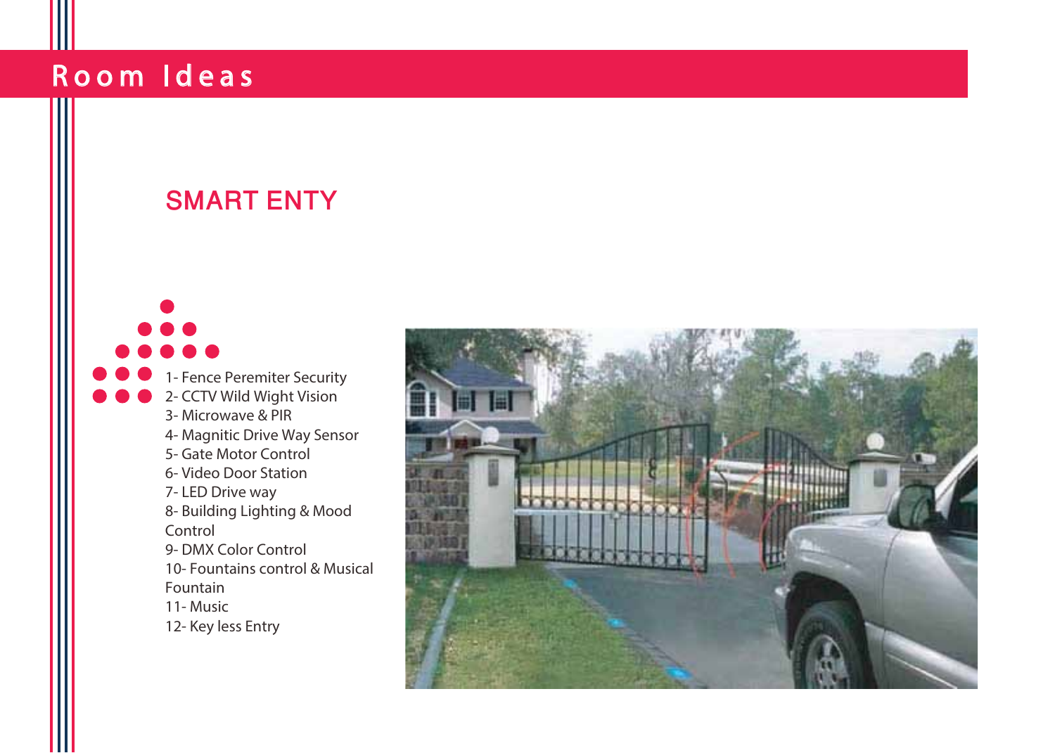# Room Ideas

## SMART ENTY

1- Fence Peremiter Security
2- CCTV Wild Wight Vision
3- Microwave & PIR
4- Magnitic Drive Way Sensor
5- Gate Motor Control
6- Video Door Station
7- LED Drive way
8- Building Lighting & Mood Control
9- DMX Color Control
10- Fountains control & Musical Fountain
11- Music
12- Key less Entry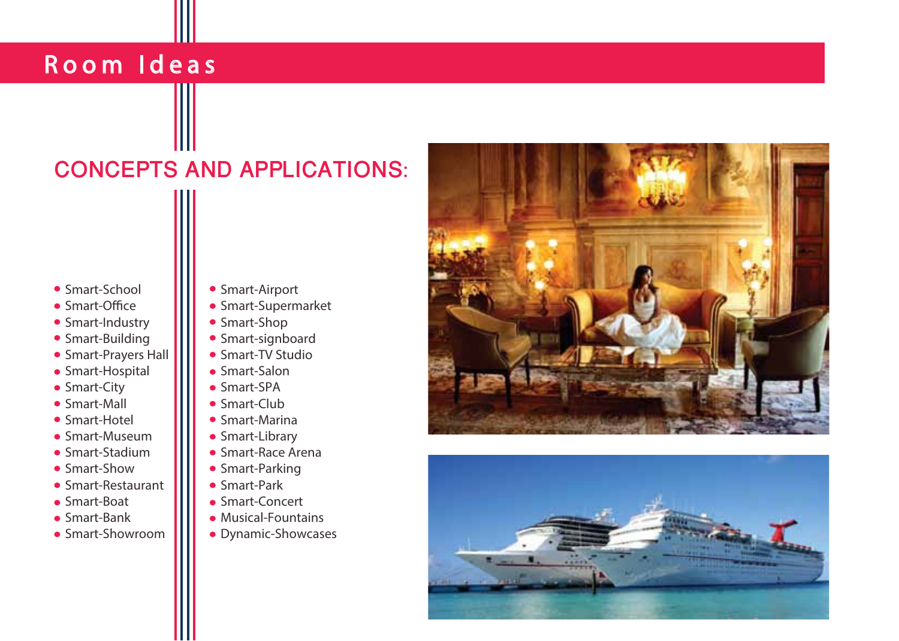# Room Ideas

## CONCEPTS AND APPLICATIONS:

- Smart-School
- Smart-Office
- Smart-Industry
- Smart-Building
- Smart-Prayers Hall
- Smart-Hospital
- Smart-City
- Smart-Mall
- Smart-Hotel
- Smart-Museum
- Smart-Stadium
- Smart-Show
- Smart-Restaurant
- Smart-Boat
- Smart-Bank
- Smart-Showroom
- Smart-Airport
- Smart-Supermarket
- Smart-Shop
- Smart-signboard
- Smart-TV Studio
- Smart-Salon
- Smart-SPA
- Smart-Club
- Smart-Marina
- Smart-Library
- Smart-Race Arena
- Smart-Parking
- Smart-Park
- Smart-Concert
- Musical-Fountains
- Dynamic-Showcases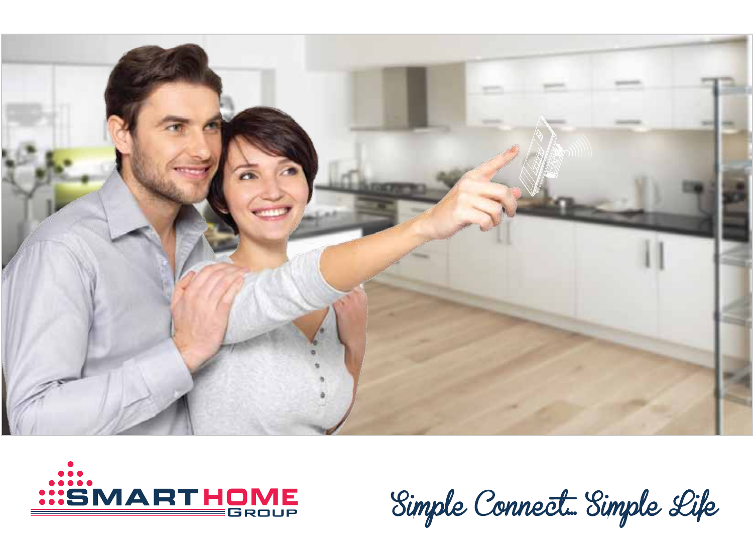SMART HOME GROUP

Simple Connect... Simple Life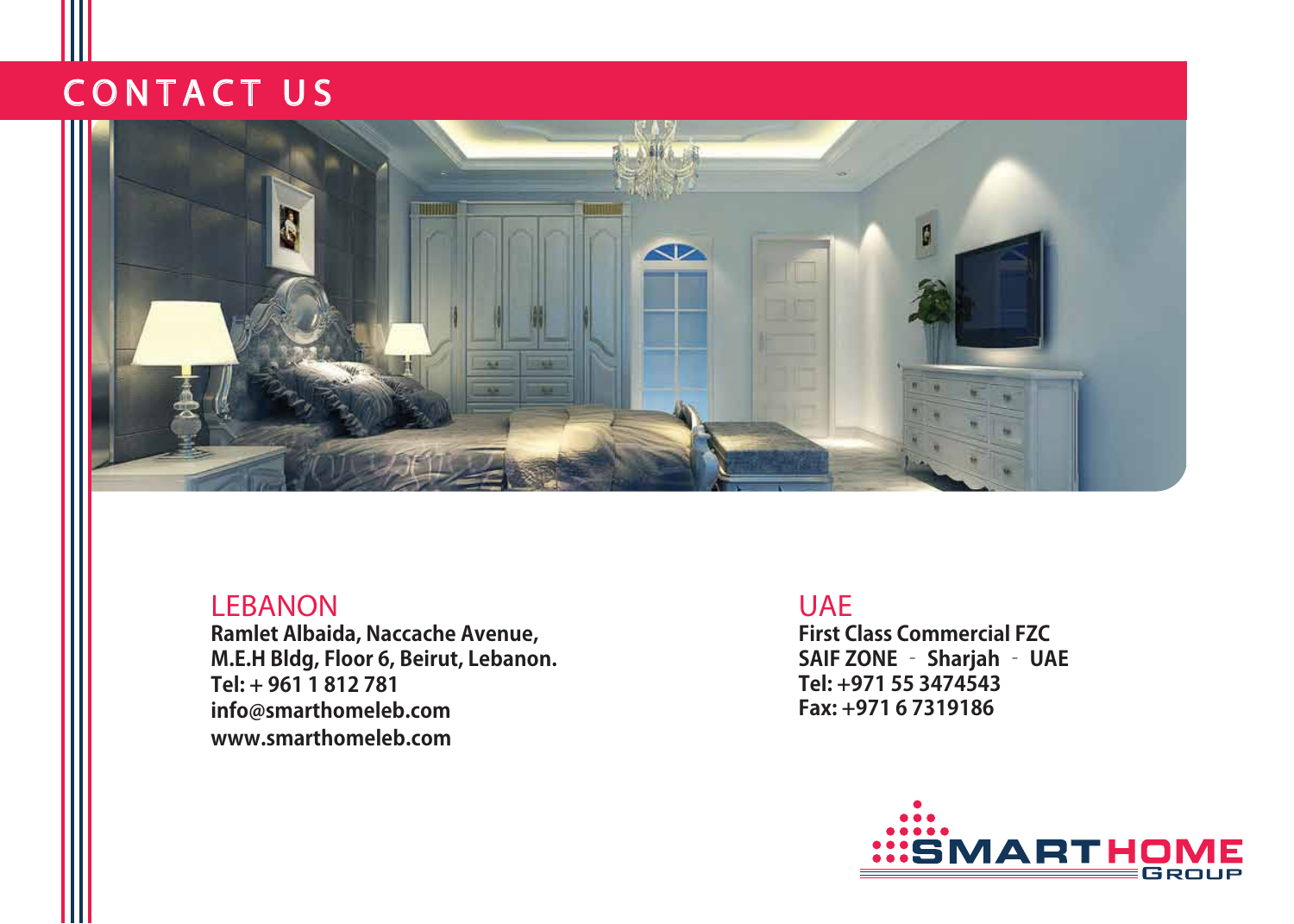# CONTACT US

## LEBANON

**Ramlet Albaida, Naccache Avenue,**
**M.E.H Bldg, Floor 6, Beirut, Lebanon.**
**Tel: + 961 1 812 781**
**info@smarthomeleb.com**
**www.smarthomeleb.com**

## UAE

**First Class Commercial FZC**
**SAIF ZONE - Sharjah - UAE**
**Tel: +971 55 3474543**
**Fax: +971 6 7319186**

SMARTHOME GROUP